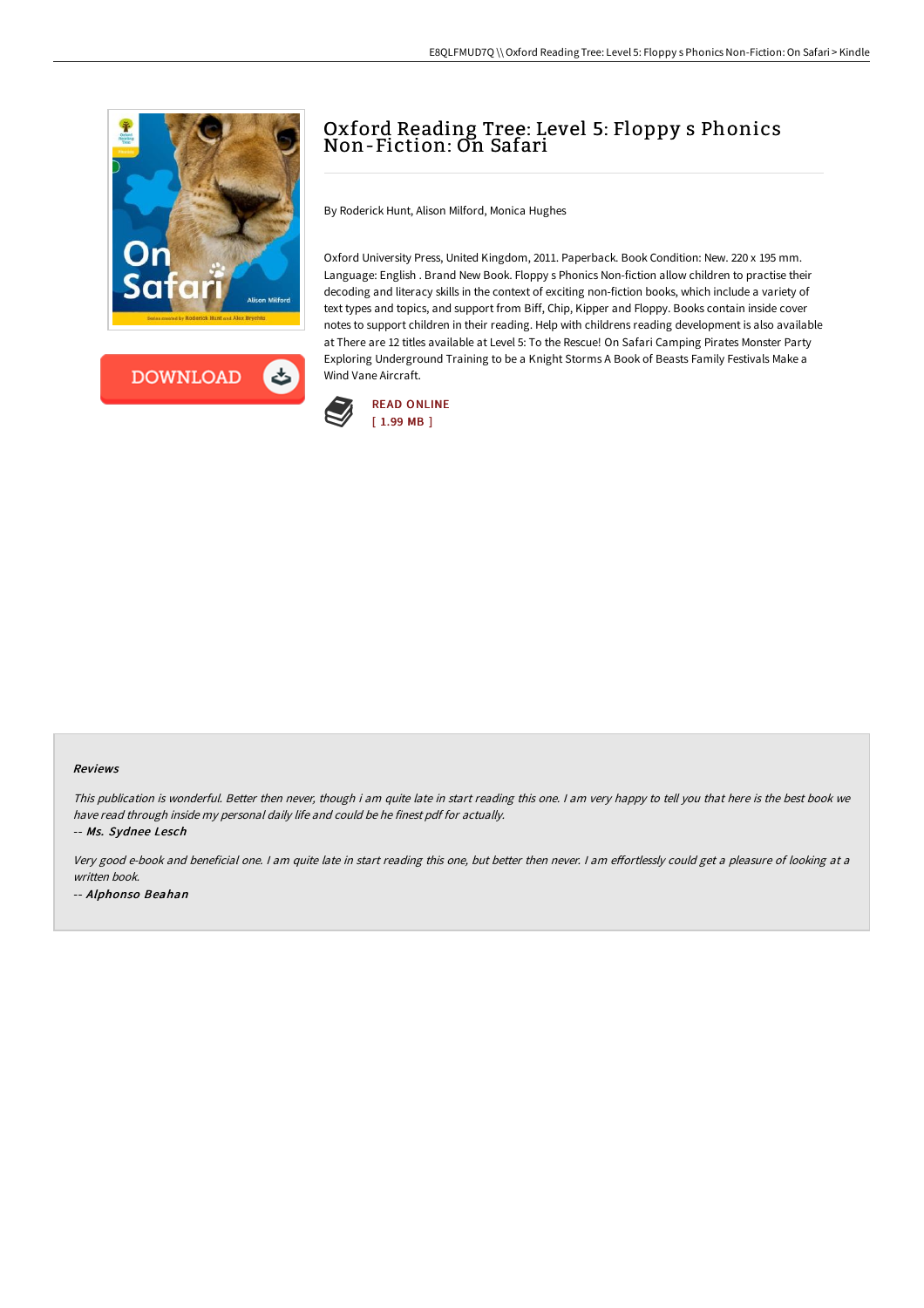# Oxford Reading Tree: Level 5: Floppy s Phonics Non-Fiction: On Safari

By Roderick Hunt, Alison Milford, Monica Hughes

Oxford University Press, United Kingdom, 2011. Paperback. Book Condition: New. 220 x 195 mm. Language: English . Brand New Book. Floppy s Phonics Non-fiction allow children to practise their decoding and literacy skills in the context of exciting non-fiction books, which include a variety of text types and topics, and support from Biff, Chip, Kipper and Floppy. Books contain inside cover notes to support children in their reading. Help with childrens reading development is also available at There are 12 titles available at Level 5: To the Rescue! On Safari Camping Pirates Monster Party Exploring Underground Training to be a Knight Storms A Book of Beasts Family Festivals Make a Wind Vane Aircraft.

READ ONLINE
[ 1.99 MB ]

### Reviews

*This publication is wonderful. Better then never, though i am quite late in start reading this one. I am very happy to tell you that here is the best book we have read through inside my personal daily life and could be he finest pdf for actually.*

-- *Ms. Sydnee Lesch*

*Very good e-book and beneficial one. I am quite late in start reading this one, but better then never. I am effortlessly could get a pleasure of looking at a written book.*

-- *Alphonso Beahan*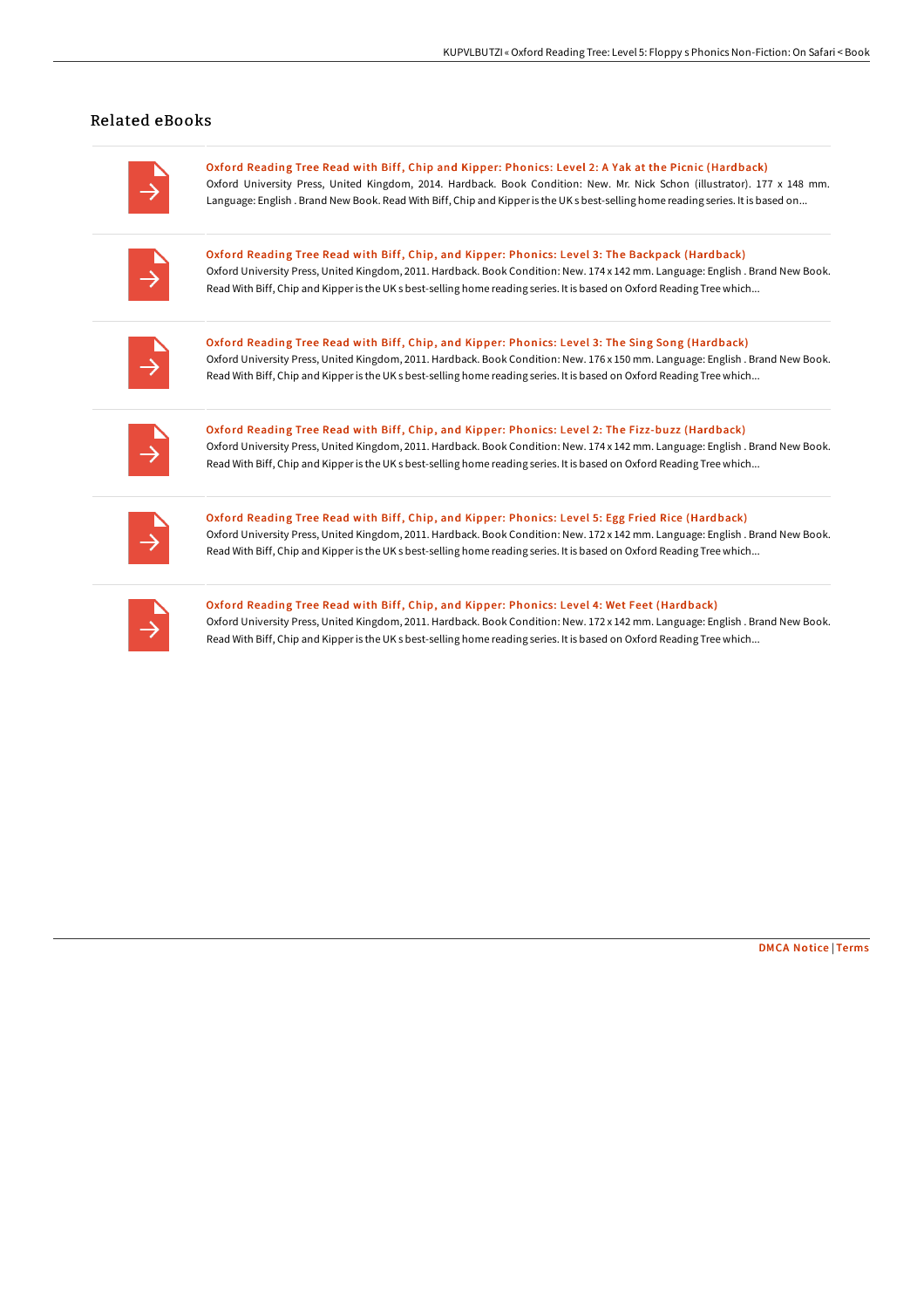## Related eBooks

**Oxford Reading Tree Read with Biff, Chip and Kipper: Phonics: Level 2: A Yak at the Picnic (Hardback)**
Oxford University Press, United Kingdom, 2014. Hardback. Book Condition: New. Mr. Nick Schon (illustrator). 177 x 148 mm. Language: English . Brand New Book. Read With Biff, Chip and Kipper is the UK s best-selling home reading series. It is based on...

**Oxford Reading Tree Read with Biff, Chip, and Kipper: Phonics: Level 3: The Backpack (Hardback)**
Oxford University Press, United Kingdom, 2011. Hardback. Book Condition: New. 174 x 142 mm. Language: English . Brand New Book. Read With Biff, Chip and Kipper is the UK s best-selling home reading series. It is based on Oxford Reading Tree which...

**Oxford Reading Tree Read with Biff, Chip, and Kipper: Phonics: Level 3: The Sing Song (Hardback)**
Oxford University Press, United Kingdom, 2011. Hardback. Book Condition: New. 176 x 150 mm. Language: English . Brand New Book. Read With Biff, Chip and Kipper is the UK s best-selling home reading series. It is based on Oxford Reading Tree which...

**Oxford Reading Tree Read with Biff, Chip, and Kipper: Phonics: Level 2: The Fizz-buzz (Hardback)**
Oxford University Press, United Kingdom, 2011. Hardback. Book Condition: New. 174 x 142 mm. Language: English . Brand New Book. Read With Biff, Chip and Kipper is the UK s best-selling home reading series. It is based on Oxford Reading Tree which...

**Oxford Reading Tree Read with Biff, Chip, and Kipper: Phonics: Level 5: Egg Fried Rice (Hardback)**
Oxford University Press, United Kingdom, 2011. Hardback. Book Condition: New. 172 x 142 mm. Language: English . Brand New Book. Read With Biff, Chip and Kipper is the UK s best-selling home reading series. It is based on Oxford Reading Tree which...

**Oxford Reading Tree Read with Biff, Chip, and Kipper: Phonics: Level 4: Wet Feet (Hardback)**
Oxford University Press, United Kingdom, 2011. Hardback. Book Condition: New. 172 x 142 mm. Language: English . Brand New Book. Read With Biff, Chip and Kipper is the UK s best-selling home reading series. It is based on Oxford Reading Tree which...

DMCA Notice | Terms